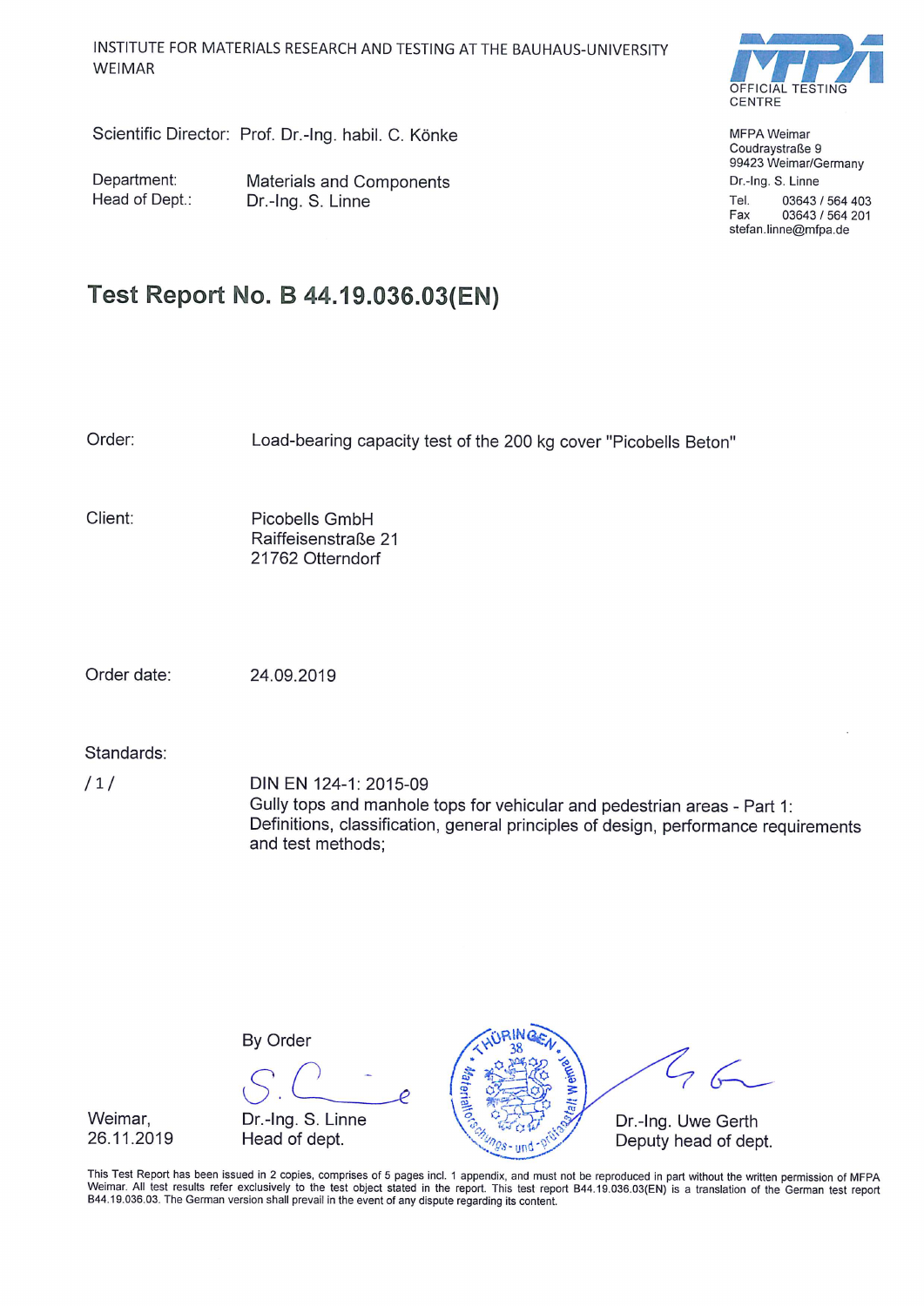INSTITUTE FOR MATERIALS RESEARCH AND TESTING AT THE BAUHAUS-UNIVERSITY WEIMAR

MFPA
OFFICIAL TESTING CENTRE

Scientific Director: Prof. Dr.-Ing. habil. C. Könke

Department: Materials and Components
Head of Dept.: Dr.-Ing. S. Linne

MFPA Weimar
Coudraystraße 9
99423 Weimar/Germany
Dr.-Ing. S. Linne
Tel. 03643 / 564 403
Fax 03643 / 564 201
stefan.linne@mfpa.de

# Test Report No. B 44.19.036.03(EN)

Order: Load-bearing capacity test of the 200 kg cover "Picobells Beton"

Client: Picobells GmbH
Raiffeisenstraße 21
21762 Otterndorf

Order date: 24.09.2019

Standards:

/ 1 / DIN EN 124-1: 2015-09
Gully tops and manhole tops for vehicular and pedestrian areas - Part 1: Definitions, classification, general principles of design, performance requirements and test methods;

Weimar,
26.11.2019

By Order

Dr.-Ing. S. Linne
Head of dept.

Dr.-Ing. Uwe Gerth
Deputy head of dept.

This Test Report has been issued in 2 copies, comprises of 5 pages incl. 1 appendix, and must not be reproduced in part without the written permission of MFPA Weimar. All test results refer exclusively to the test object stated in the report. This test report B44.19.036.03(EN) is a translation of the German test report B44.19.036.03. The German version shall prevail in the event of any dispute regarding its content.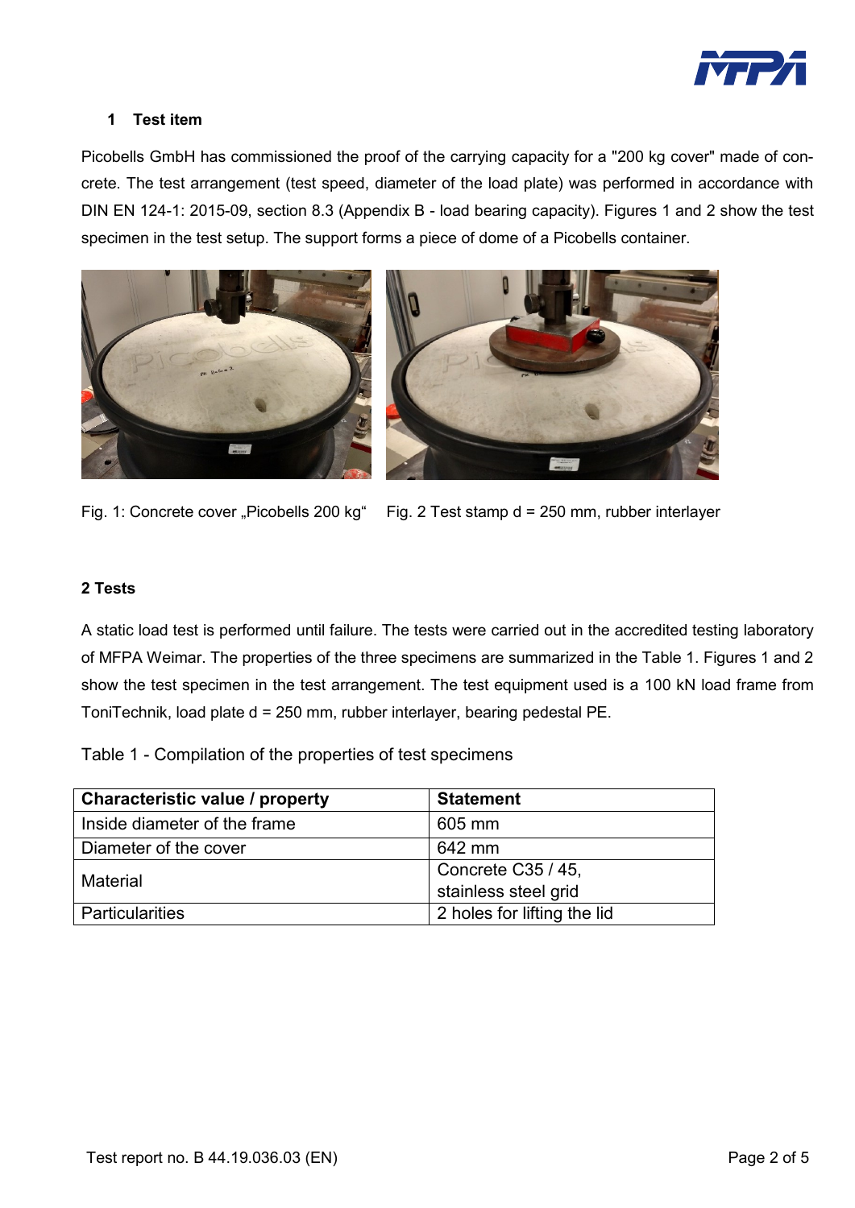## 1 Test item

Picobells GmbH has commissioned the proof of the carrying capacity for a "200 kg cover" made of concrete. The test arrangement (test speed, diameter of the load plate) was performed in accordance with DIN EN 124-1: 2015-09, section 8.3 (Appendix B - load bearing capacity). Figures 1 and 2 show the test specimen in the test setup. The support forms a piece of dome of a Picobells container.

Fig. 1: Concrete cover „Picobells 200 kg"

Fig. 2 Test stamp d = 250 mm, rubber interlayer

## 2 Tests

A static load test is performed until failure. The tests were carried out in the accredited testing laboratory of MFPA Weimar. The properties of the three specimens are summarized in the Table 1. Figures 1 and 2 show the test specimen in the test arrangement. The test equipment used is a 100 kN load frame from ToniTechnik, load plate d = 250 mm, rubber interlayer, bearing pedestal PE.

Table 1 - Compilation of the properties of test specimens

| Characteristic value / property | Statement |
|---|---|
| Inside diameter of the frame | 605 mm |
| Diameter of the cover | 642 mm |
| Material | Concrete C35 / 45, stainless steel grid |
| Particularities | 2 holes for lifting the lid |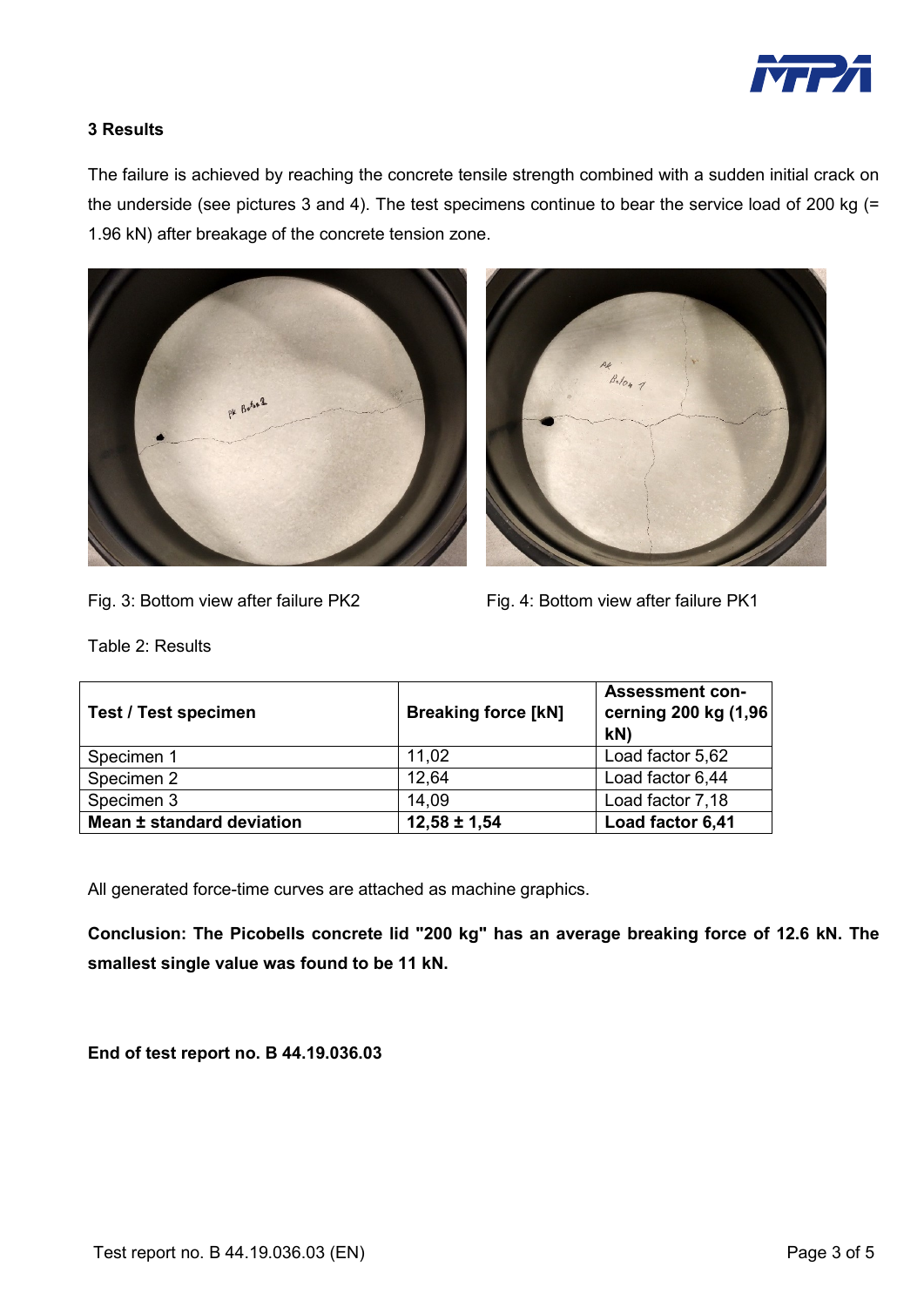### 3 Results

The failure is achieved by reaching the concrete tensile strength combined with a sudden initial crack on the underside (see pictures 3 and 4). The test specimens continue to bear the service load of 200 kg (= 1.96 kN) after breakage of the concrete tension zone.

Fig. 3: Bottom view after failure PK2

Fig. 4: Bottom view after failure PK1

Table 2: Results

| Test / Test specimen | Breaking force [kN] | Assessment concerning 200 kg (1,96 kN) |
|---|---|---|
| Specimen 1 | 11,02 | Load factor 5,62 |
| Specimen 2 | 12,64 | Load factor 6,44 |
| Specimen 3 | 14,09 | Load factor 7,18 |
| **Mean ± standard deviation** | **12,58 ± 1,54** | **Load factor 6,41** |

All generated force-time curves are attached as machine graphics.

**Conclusion: The Picobells concrete lid "200 kg" has an average breaking force of 12.6 kN. The smallest single value was found to be 11 kN.**

**End of test report no. B 44.19.036.03**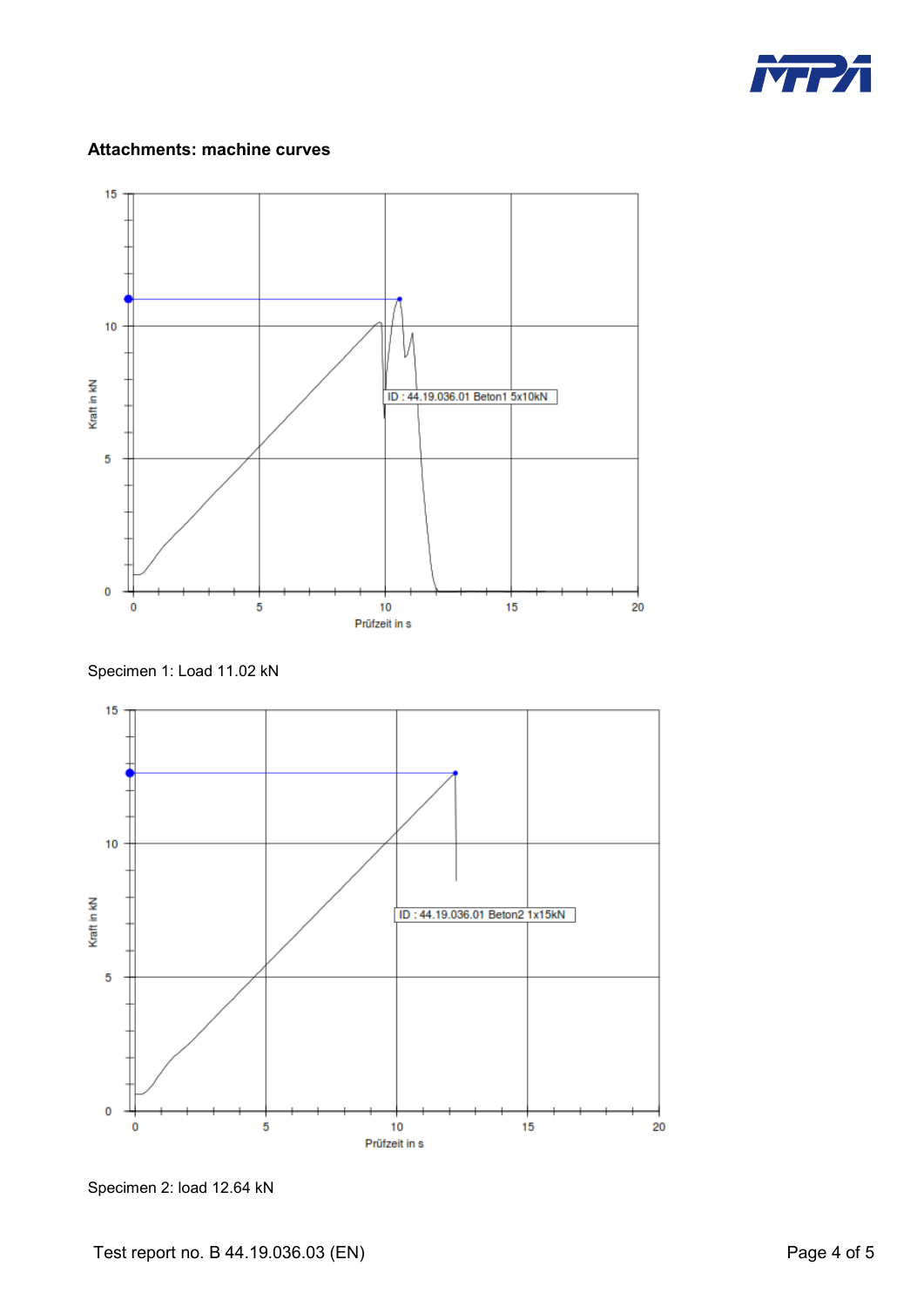**Attachments: machine curves**

Specimen 1: Load 11.02 kN

Specimen 2: load 12.64 kN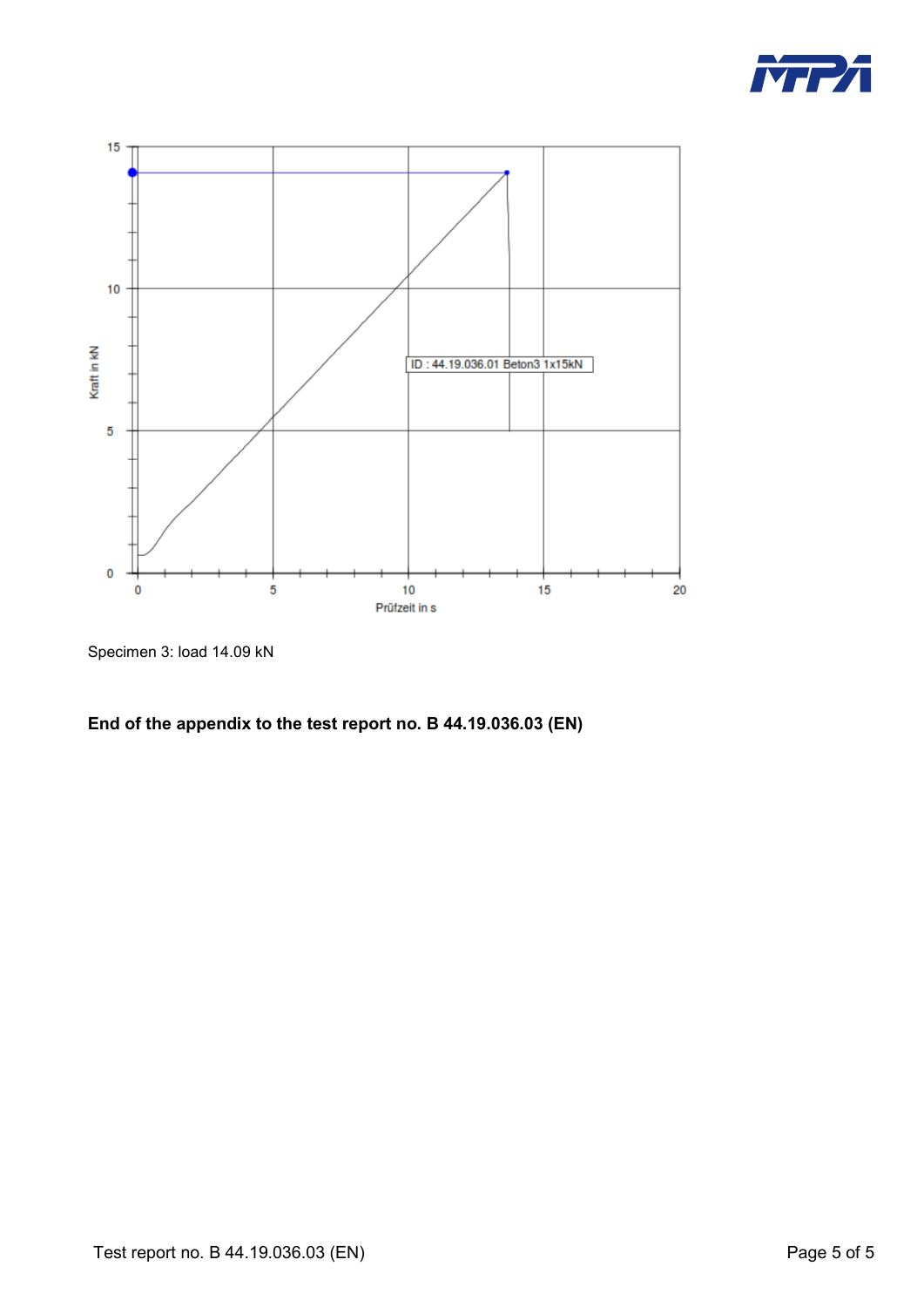15

10

5

0

Kraft in kN

ID : 44.19.036.01 Beton3 1x15kN

0 5 10 15 20

Prüfzeit in s

Specimen 3: load 14.09 kN

**End of the appendix to the test report no. B 44.19.036.03 (EN)**